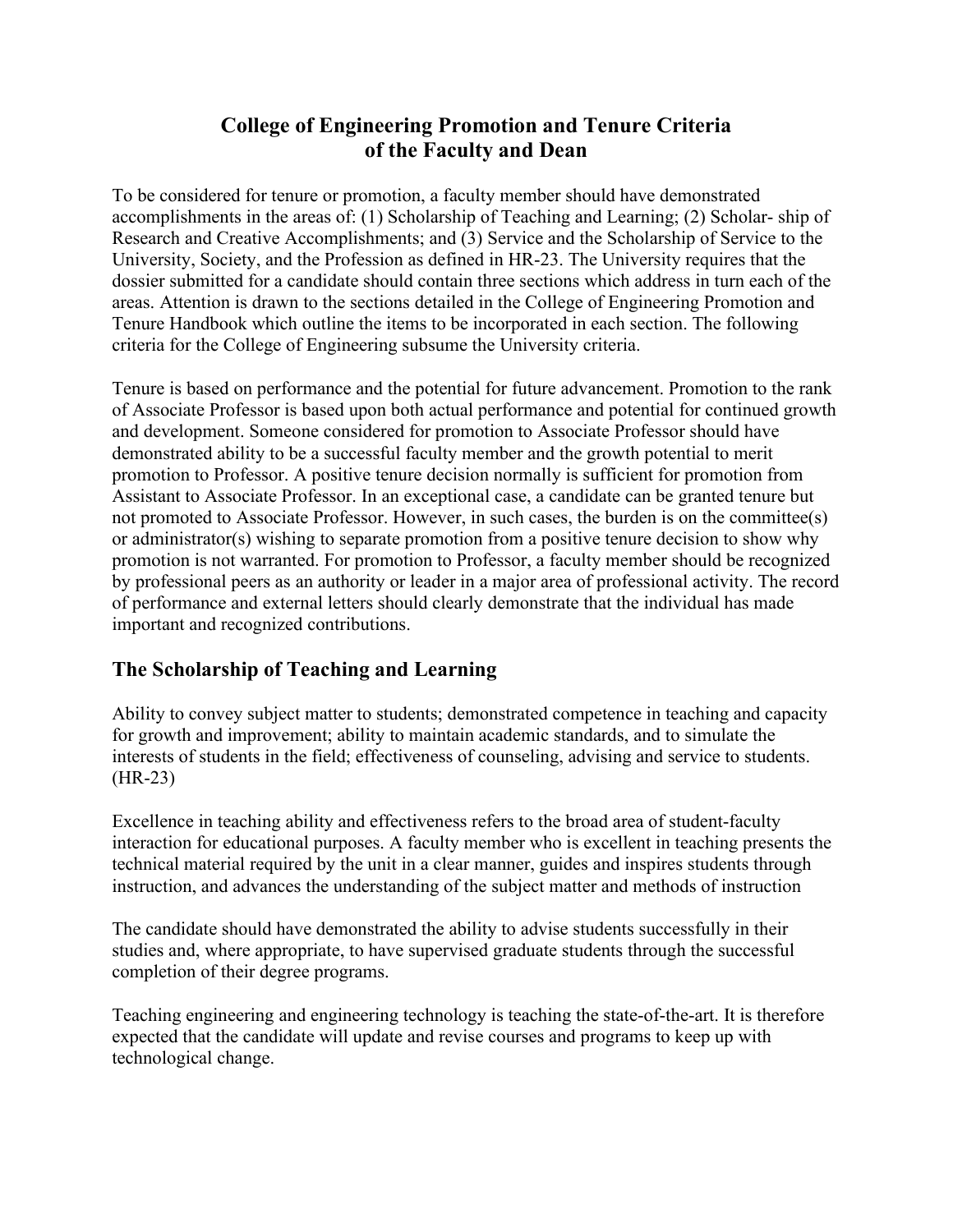# College of Engineering Promotion and Tenure Criteria of the Faculty and Dean

To be considered for tenure or promotion, a faculty member should have demonstrated accomplishments in the areas of: (1) Scholarship of Teaching and Learning; (2) Scholar- ship of Research and Creative Accomplishments; and (3) Service and the Scholarship of Service to the University, Society, and the Profession as defined in HR-23. The University requires that the dossier submitted for a candidate should contain three sections which address in turn each of the areas. Attention is drawn to the sections detailed in the College of Engineering Promotion and Tenure Handbook which outline the items to be incorporated in each section. The following criteria for the College of Engineering subsume the University criteria.

Tenure is based on performance and the potential for future advancement. Promotion to the rank of Associate Professor is based upon both actual performance and potential for continued growth and development. Someone considered for promotion to Associate Professor should have demonstrated ability to be a successful faculty member and the growth potential to merit promotion to Professor. A positive tenure decision normally is sufficient for promotion from Assistant to Associate Professor. In an exceptional case, a candidate can be granted tenure but not promoted to Associate Professor. However, in such cases, the burden is on the committee(s) or administrator(s) wishing to separate promotion from a positive tenure decision to show why promotion is not warranted. For promotion to Professor, a faculty member should be recognized by professional peers as an authority or leader in a major area of professional activity. The record of performance and external letters should clearly demonstrate that the individual has made important and recognized contributions.

## The Scholarship of Teaching and Learning

Ability to convey subject matter to students; demonstrated competence in teaching and capacity for growth and improvement; ability to maintain academic standards, and to simulate the interests of students in the field; effectiveness of counseling, advising and service to students. (HR-23)

Excellence in teaching ability and effectiveness refers to the broad area of student-faculty interaction for educational purposes. A faculty member who is excellent in teaching presents the technical material required by the unit in a clear manner, guides and inspires students through instruction, and advances the understanding of the subject matter and methods of instruction

The candidate should have demonstrated the ability to advise students successfully in their studies and, where appropriate, to have supervised graduate students through the successful completion of their degree programs.

Teaching engineering and engineering technology is teaching the state-of-the-art. It is therefore expected that the candidate will update and revise courses and programs to keep up with technological change.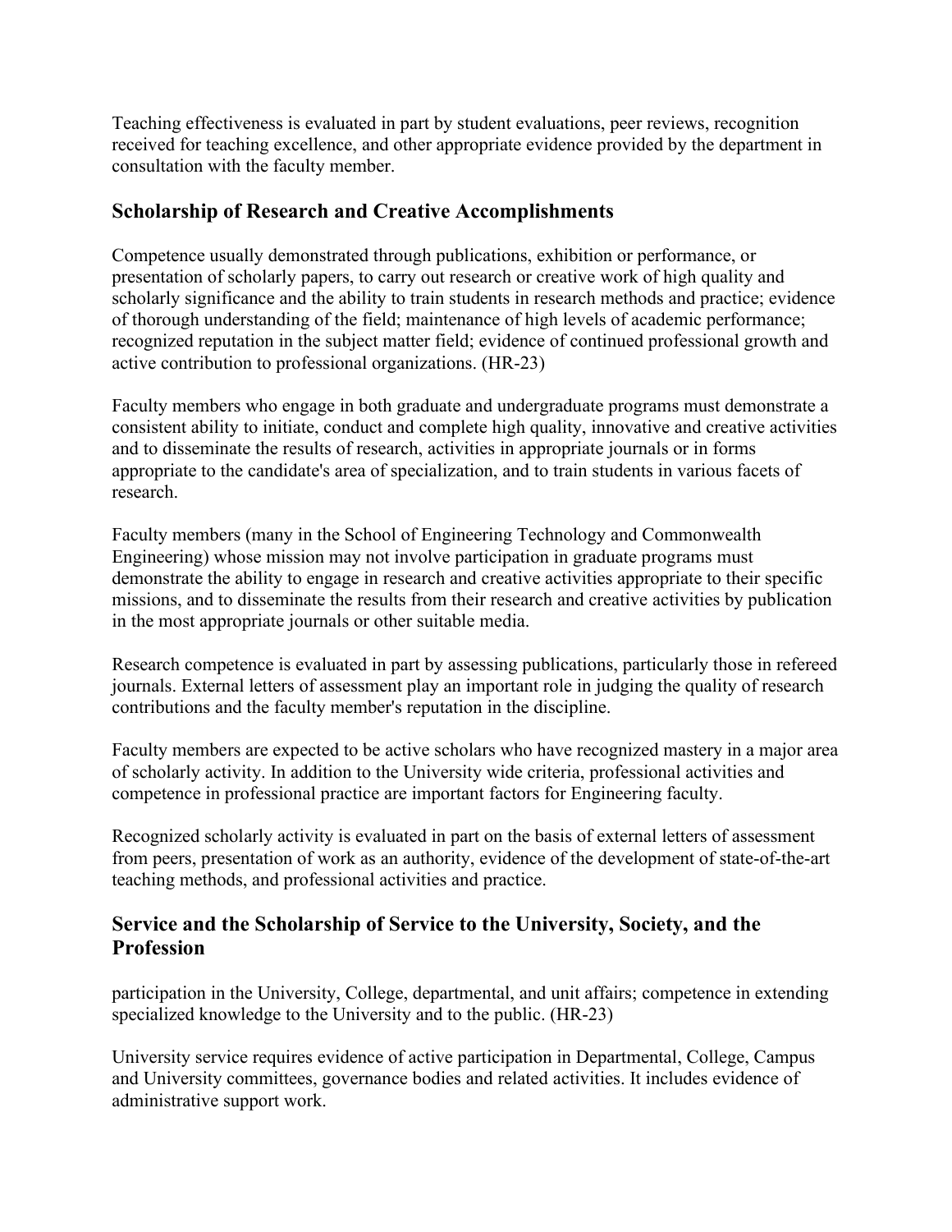Teaching effectiveness is evaluated in part by student evaluations, peer reviews, recognition received for teaching excellence, and other appropriate evidence provided by the department in consultation with the faculty member.

## Scholarship of Research and Creative Accomplishments

Competence usually demonstrated through publications, exhibition or performance, or presentation of scholarly papers, to carry out research or creative work of high quality and scholarly significance and the ability to train students in research methods and practice; evidence of thorough understanding of the field; maintenance of high levels of academic performance; recognized reputation in the subject matter field; evidence of continued professional growth and active contribution to professional organizations. (HR-23)

Faculty members who engage in both graduate and undergraduate programs must demonstrate a consistent ability to initiate, conduct and complete high quality, innovative and creative activities and to disseminate the results of research, activities in appropriate journals or in forms appropriate to the candidate's area of specialization, and to train students in various facets of research.

Faculty members (many in the School of Engineering Technology and Commonwealth Engineering) whose mission may not involve participation in graduate programs must demonstrate the ability to engage in research and creative activities appropriate to their specific missions, and to disseminate the results from their research and creative activities by publication in the most appropriate journals or other suitable media.

Research competence is evaluated in part by assessing publications, particularly those in refereed journals. External letters of assessment play an important role in judging the quality of research contributions and the faculty member's reputation in the discipline.

Faculty members are expected to be active scholars who have recognized mastery in a major area of scholarly activity. In addition to the University wide criteria, professional activities and competence in professional practice are important factors for Engineering faculty.

Recognized scholarly activity is evaluated in part on the basis of external letters of assessment from peers, presentation of work as an authority, evidence of the development of state-of-the-art teaching methods, and professional activities and practice.

## Service and the Scholarship of Service to the University, Society, and the Profession

participation in the University, College, departmental, and unit affairs; competence in extending specialized knowledge to the University and to the public. (HR-23)

University service requires evidence of active participation in Departmental, College, Campus and University committees, governance bodies and related activities. It includes evidence of administrative support work.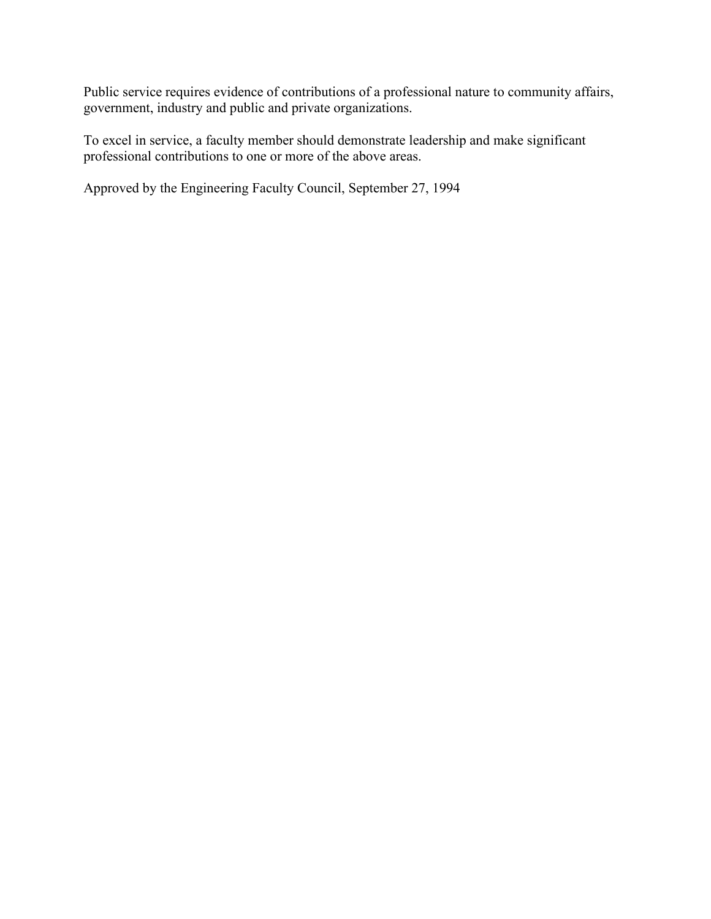Public service requires evidence of contributions of a professional nature to community affairs, government, industry and public and private organizations.

To excel in service, a faculty member should demonstrate leadership and make significant professional contributions to one or more of the above areas.

Approved by the Engineering Faculty Council, September 27, 1994